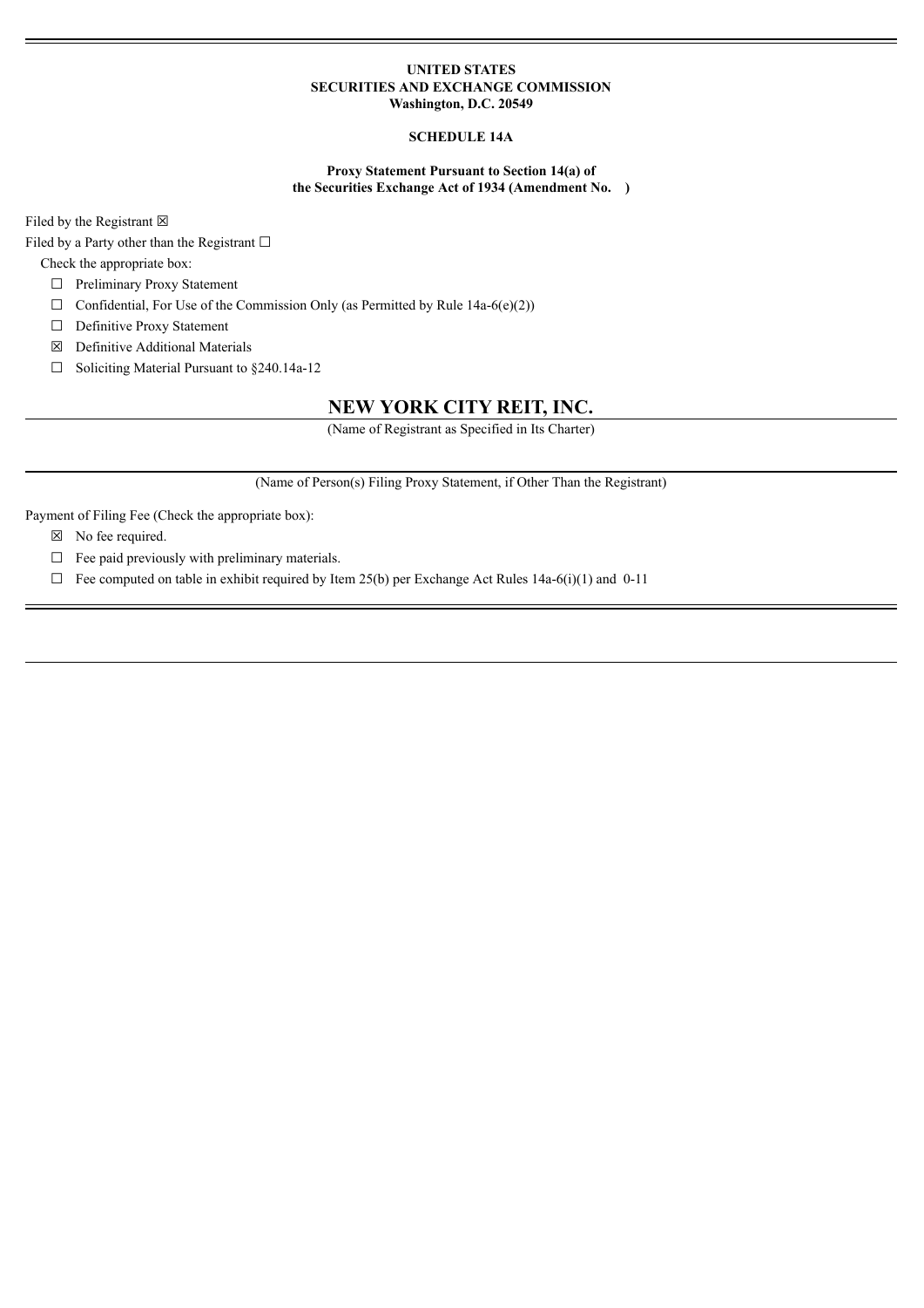**UNITED STATES**
**SECURITIES AND EXCHANGE COMMISSION**
**Washington, D.C. 20549**

**SCHEDULE 14A**

**Proxy Statement Pursuant to Section 14(a) of the Securities Exchange Act of 1934 (Amendment No. )**

Filed by the Registrant ☒

Filed by a Party other than the Registrant ☐

Check the appropriate box:

- ☐ Preliminary Proxy Statement
- ☐ Confidential, For Use of the Commission Only (as Permitted by Rule 14a-6(e)(2))
- ☐ Definitive Proxy Statement
- ☒ Definitive Additional Materials
- ☐ Soliciting Material Pursuant to §240.14a-12

# NEW YORK CITY REIT, INC.

(Name of Registrant as Specified in Its Charter)

(Name of Person(s) Filing Proxy Statement, if Other Than the Registrant)

Payment of Filing Fee (Check the appropriate box):

- ☒ No fee required.
- ☐ Fee paid previously with preliminary materials.
- ☐ Fee computed on table in exhibit required by Item 25(b) per Exchange Act Rules 14a-6(i)(1) and 0-11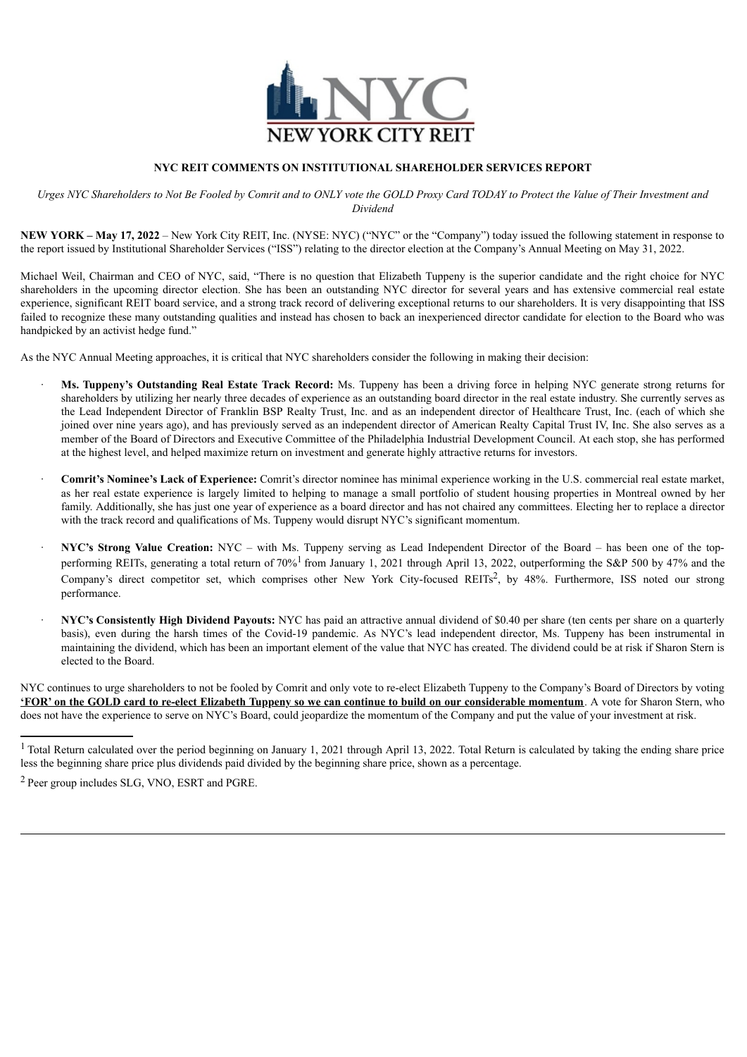**NYC REIT COMMENTS ON INSTITUTIONAL SHAREHOLDER SERVICES REPORT**

*Urges NYC Shareholders to Not Be Fooled by Comrit and to ONLY vote the GOLD Proxy Card TODAY to Protect the Value of Their Investment and Dividend*

**NEW YORK – May 17, 2022** – New York City REIT, Inc. (NYSE: NYC) ("NYC" or the "Company") today issued the following statement in response to the report issued by Institutional Shareholder Services ("ISS") relating to the director election at the Company's Annual Meeting on May 31, 2022.

Michael Weil, Chairman and CEO of NYC, said, "There is no question that Elizabeth Tuppeny is the superior candidate and the right choice for NYC shareholders in the upcoming director election. She has been an outstanding NYC director for several years and has extensive commercial real estate experience, significant REIT board service, and a strong track record of delivering exceptional returns to our shareholders. It is very disappointing that ISS failed to recognize these many outstanding qualities and instead has chosen to back an inexperienced director candidate for election to the Board who was handpicked by an activist hedge fund."

As the NYC Annual Meeting approaches, it is critical that NYC shareholders consider the following in making their decision:

- **Ms. Tuppeny's Outstanding Real Estate Track Record:** Ms. Tuppeny has been a driving force in helping NYC generate strong returns for shareholders by utilizing her nearly three decades of experience as an outstanding board director in the real estate industry. She currently serves as the Lead Independent Director of Franklin BSP Realty Trust, Inc. and as an independent director of Healthcare Trust, Inc. (each of which she joined over nine years ago), and has previously served as an independent director of American Realty Capital Trust IV, Inc. She also serves as a member of the Board of Directors and Executive Committee of the Philadelphia Industrial Development Council. At each stop, she has performed at the highest level, and helped maximize return on investment and generate highly attractive returns for investors.
- **Comrit's Nominee's Lack of Experience:** Comrit's director nominee has minimal experience working in the U.S. commercial real estate market, as her real estate experience is largely limited to helping to manage a small portfolio of student housing properties in Montreal owned by her family. Additionally, she has just one year of experience as a board director and has not chaired any committees. Electing her to replace a director with the track record and qualifications of Ms. Tuppeny would disrupt NYC's significant momentum.
- **NYC's Strong Value Creation:** NYC – with Ms. Tuppeny serving as Lead Independent Director of the Board – has been one of the top-performing REITs, generating a total return of 70%[1] from January 1, 2021 through April 13, 2022, outperforming the S&P 500 by 47% and the Company's direct competitor set, which comprises other New York City-focused REITs[2], by 48%. Furthermore, ISS noted our strong performance.
- **NYC's Consistently High Dividend Payouts:** NYC has paid an attractive annual dividend of $0.40 per share (ten cents per share on a quarterly basis), even during the harsh times of the Covid-19 pandemic. As NYC's lead independent director, Ms. Tuppeny has been instrumental in maintaining the dividend, which has been an important element of the value that NYC has created. The dividend could be at risk if Sharon Stern is elected to the Board.

NYC continues to urge shareholders to not be fooled by Comrit and only vote to re-elect Elizabeth Tuppeny to the Company's Board of Directors by voting **'FOR' on the GOLD card to re-elect Elizabeth Tuppeny so we can continue to build on our considerable momentum**. A vote for Sharon Stern, who does not have the experience to serve on NYC's Board, could jeopardize the momentum of the Company and put the value of your investment at risk.

---

[1] Total Return calculated over the period beginning on January 1, 2021 through April 13, 2022. Total Return is calculated by taking the ending share price less the beginning share price plus dividends paid divided by the beginning share price, shown as a percentage.

[2] Peer group includes SLG, VNO, ESRT and PGRE.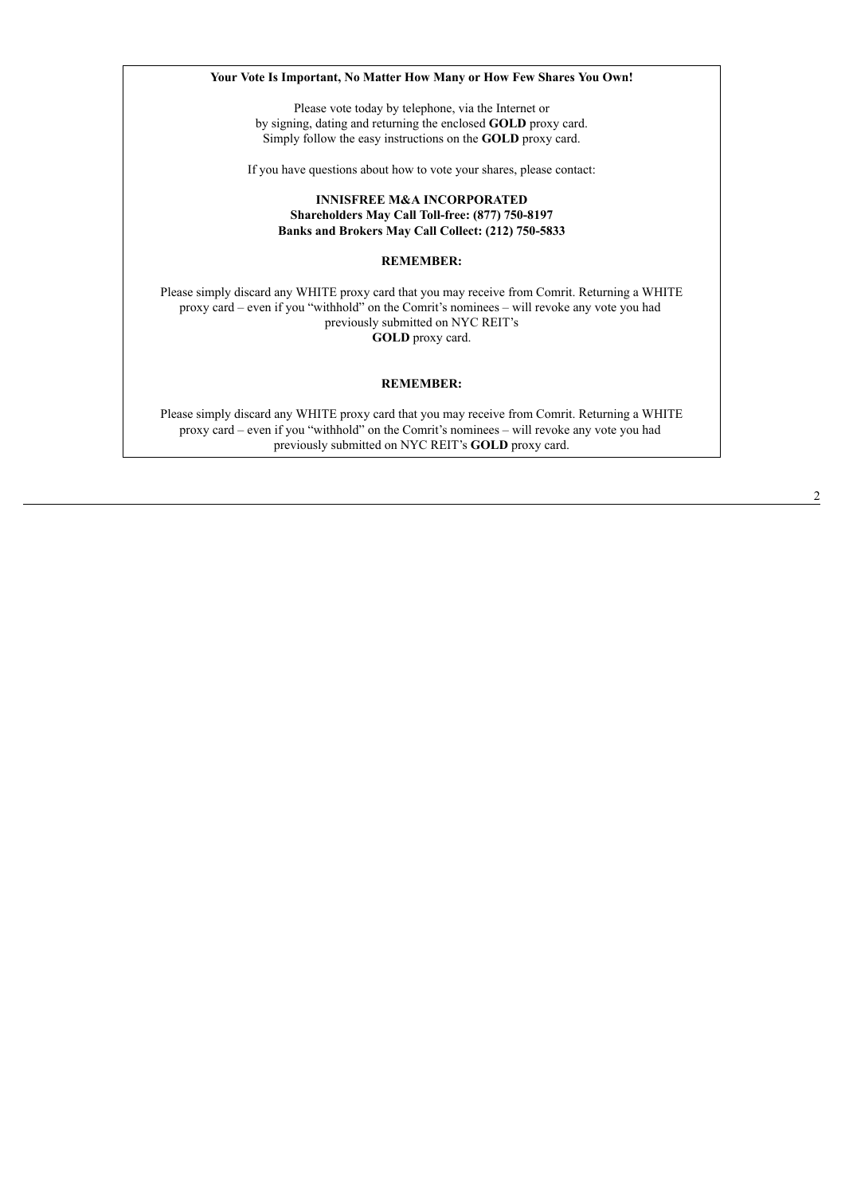**Your Vote Is Important, No Matter How Many or How Few Shares You Own!**

Please vote today by telephone, via the Internet or
by signing, dating and returning the enclosed **GOLD** proxy card.
Simply follow the easy instructions on the **GOLD** proxy card.

If you have questions about how to vote your shares, please contact:

**INNISFREE M&A INCORPORATED**
**Shareholders May Call Toll-free: (877) 750-8197**
**Banks and Brokers May Call Collect: (212) 750-5833**

**REMEMBER:**

Please simply discard any WHITE proxy card that you may receive from Comrit. Returning a WHITE proxy card – even if you "withhold" on the Comrit's nominees – will revoke any vote you had previously submitted on NYC REIT's **GOLD** proxy card.

**REMEMBER:**

Please simply discard any WHITE proxy card that you may receive from Comrit. Returning a WHITE proxy card – even if you "withhold" on the Comrit's nominees – will revoke any vote you had previously submitted on NYC REIT's **GOLD** proxy card.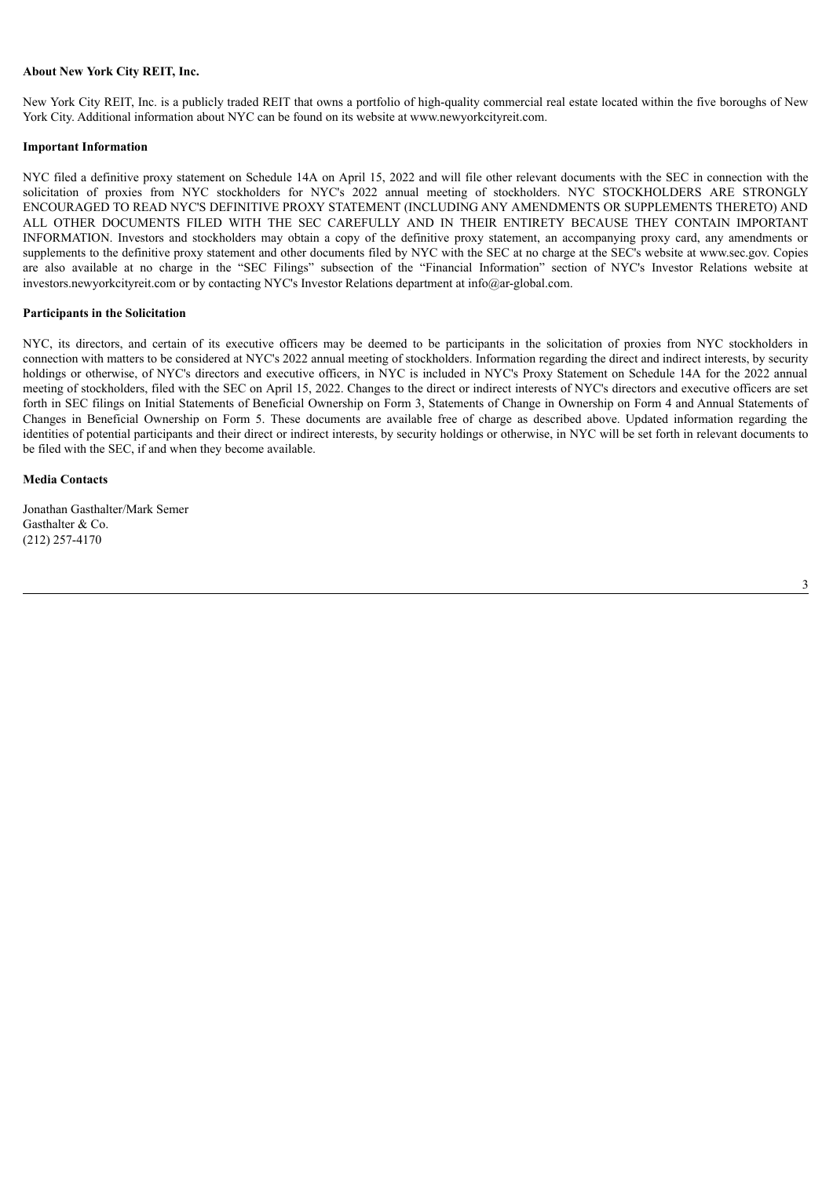**About New York City REIT, Inc.**

New York City REIT, Inc. is a publicly traded REIT that owns a portfolio of high-quality commercial real estate located within the five boroughs of New York City. Additional information about NYC can be found on its website at www.newyorkcityreit.com.

**Important Information**

NYC filed a definitive proxy statement on Schedule 14A on April 15, 2022 and will file other relevant documents with the SEC in connection with the solicitation of proxies from NYC stockholders for NYC's 2022 annual meeting of stockholders. NYC STOCKHOLDERS ARE STRONGLY ENCOURAGED TO READ NYC'S DEFINITIVE PROXY STATEMENT (INCLUDING ANY AMENDMENTS OR SUPPLEMENTS THERETO) AND ALL OTHER DOCUMENTS FILED WITH THE SEC CAREFULLY AND IN THEIR ENTIRETY BECAUSE THEY CONTAIN IMPORTANT INFORMATION. Investors and stockholders may obtain a copy of the definitive proxy statement, an accompanying proxy card, any amendments or supplements to the definitive proxy statement and other documents filed by NYC with the SEC at no charge at the SEC's website at www.sec.gov. Copies are also available at no charge in the "SEC Filings" subsection of the "Financial Information" section of NYC's Investor Relations website at investors.newyorkcityreit.com or by contacting NYC's Investor Relations department at info@ar-global.com.

**Participants in the Solicitation**

NYC, its directors, and certain of its executive officers may be deemed to be participants in the solicitation of proxies from NYC stockholders in connection with matters to be considered at NYC's 2022 annual meeting of stockholders. Information regarding the direct and indirect interests, by security holdings or otherwise, of NYC's directors and executive officers, in NYC is included in NYC's Proxy Statement on Schedule 14A for the 2022 annual meeting of stockholders, filed with the SEC on April 15, 2022. Changes to the direct or indirect interests of NYC's directors and executive officers are set forth in SEC filings on Initial Statements of Beneficial Ownership on Form 3, Statements of Change in Ownership on Form 4 and Annual Statements of Changes in Beneficial Ownership on Form 5. These documents are available free of charge as described above. Updated information regarding the identities of potential participants and their direct or indirect interests, by security holdings or otherwise, in NYC will be set forth in relevant documents to be filed with the SEC, if and when they become available.

**Media Contacts**

Jonathan Gasthalter/Mark Semer
Gasthalter & Co.
(212) 257-4170